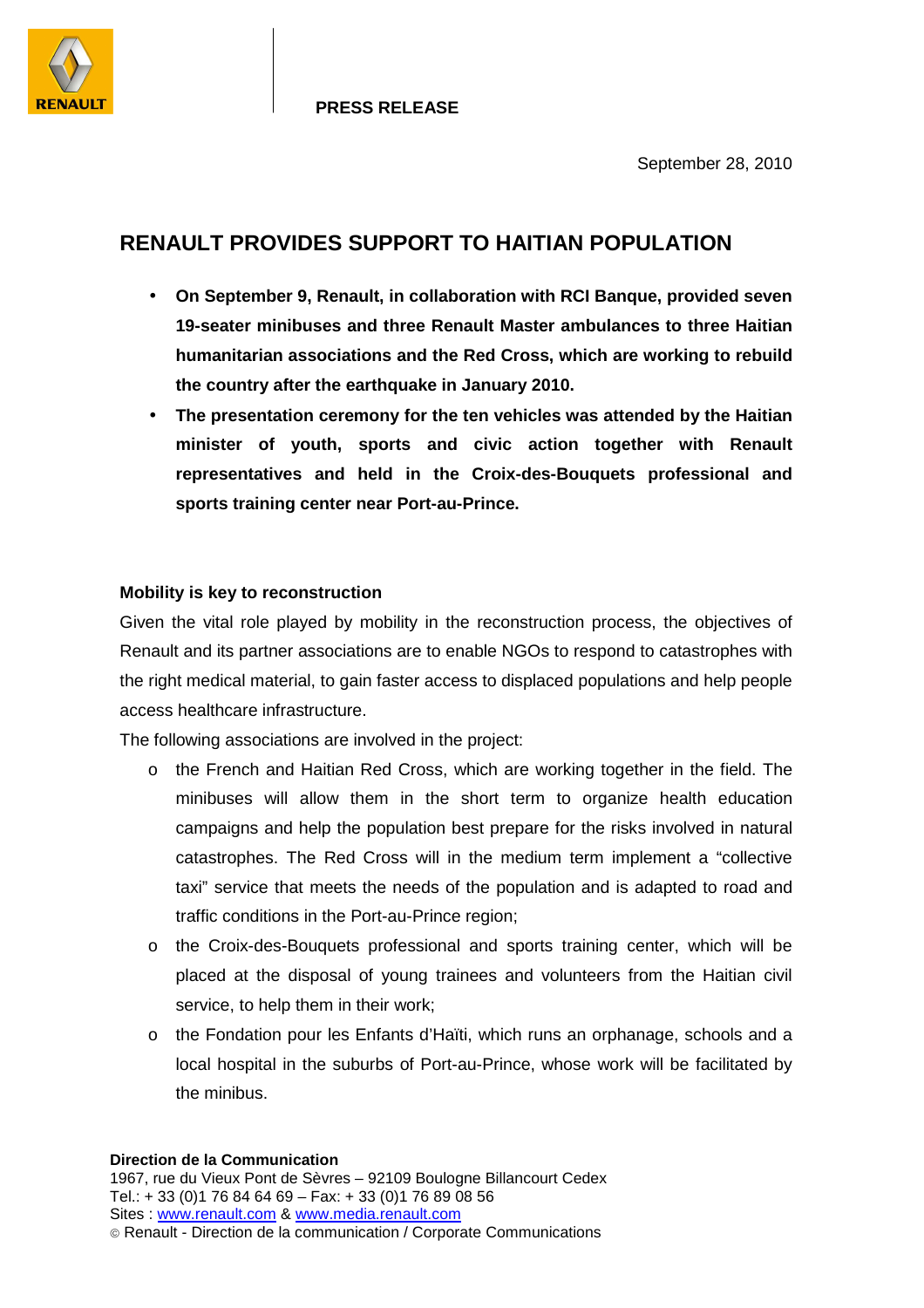**PRESS RELEASE**

September 28, 2010

# RENAULT PROVIDES SUPPORT TO HAITIAN POPULATION

- **On September 9, Renault, in collaboration with RCI Banque, provided seven 19-seater minibuses and three Renault Master ambulances to three Haitian humanitarian associations and the Red Cross, which are working to rebuild the country after the earthquake in January 2010.**
- **The presentation ceremony for the ten vehicles was attended by the Haitian minister of youth, sports and civic action together with Renault representatives and held in the Croix-des-Bouquets professional and sports training center near Port-au-Prince.**

## Mobility is key to reconstruction

Given the vital role played by mobility in the reconstruction process, the objectives of Renault and its partner associations are to enable NGOs to respond to catastrophes with the right medical material, to gain faster access to displaced populations and help people access healthcare infrastructure.

The following associations are involved in the project:

- the French and Haitian Red Cross, which are working together in the field. The minibuses will allow them in the short term to organize health education campaigns and help the population best prepare for the risks involved in natural catastrophes. The Red Cross will in the medium term implement a "collective taxi" service that meets the needs of the population and is adapted to road and traffic conditions in the Port-au-Prince region;
- the Croix-des-Bouquets professional and sports training center, which will be placed at the disposal of young trainees and volunteers from the Haitian civil service, to help them in their work;
- the Fondation pour les Enfants d'Haïti, which runs an orphanage, schools and a local hospital in the suburbs of Port-au-Prince, whose work will be facilitated by the minibus.

**Direction de la Communication**
1967, rue du Vieux Pont de Sèvres – 92109 Boulogne Billancourt Cedex
Tel.: + 33 (0)1 76 84 64 69 – Fax: + 33 (0)1 76 89 08 56
Sites : www.renault.com & www.media.renault.com
© Renault - Direction de la communication / Corporate Communications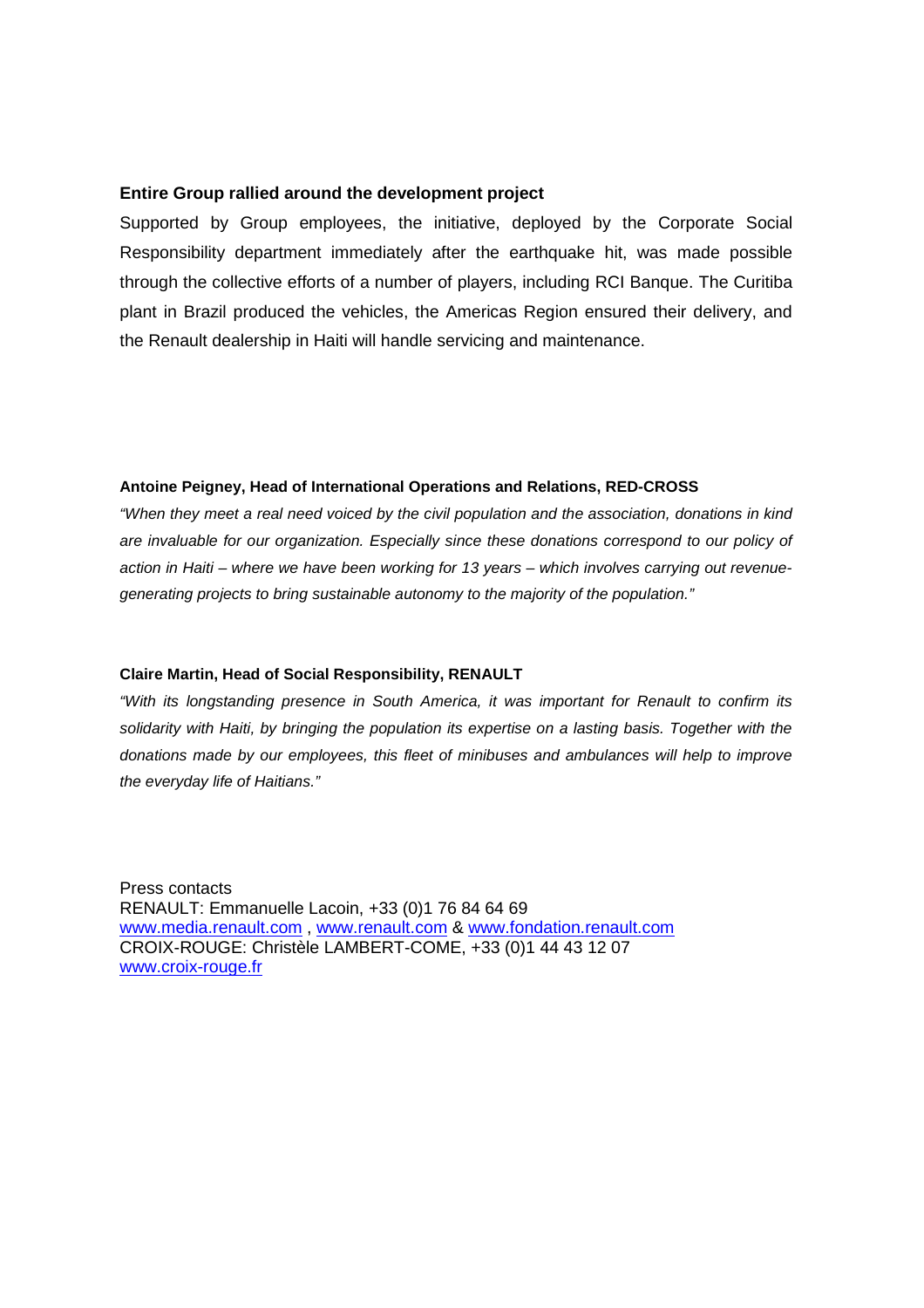### Entire Group rallied around the development project

Supported by Group employees, the initiative, deployed by the Corporate Social Responsibility department immediately after the earthquake hit, was made possible through the collective efforts of a number of players, including RCI Banque. The Curitiba plant in Brazil produced the vehicles, the Americas Region ensured their delivery, and the Renault dealership in Haiti will handle servicing and maintenance.

**Antoine Peigney, Head of International Operations and Relations, RED-CROSS**

*"When they meet a real need voiced by the civil population and the association, donations in kind are invaluable for our organization. Especially since these donations correspond to our policy of action in Haiti – where we have been working for 13 years – which involves carrying out revenue-generating projects to bring sustainable autonomy to the majority of the population."*

**Claire Martin, Head of Social Responsibility, RENAULT**

*"With its longstanding presence in South America, it was important for Renault to confirm its solidarity with Haiti, by bringing the population its expertise on a lasting basis. Together with the donations made by our employees, this fleet of minibuses and ambulances will help to improve the everyday life of Haitians."*

Press contacts
RENAULT: Emmanuelle Lacoin, +33 (0)1 76 84 64 69
www.media.renault.com , www.renault.com & www.fondation.renault.com
CROIX-ROUGE: Christèle LAMBERT-COME, +33 (0)1 44 43 12 07
www.croix-rouge.fr